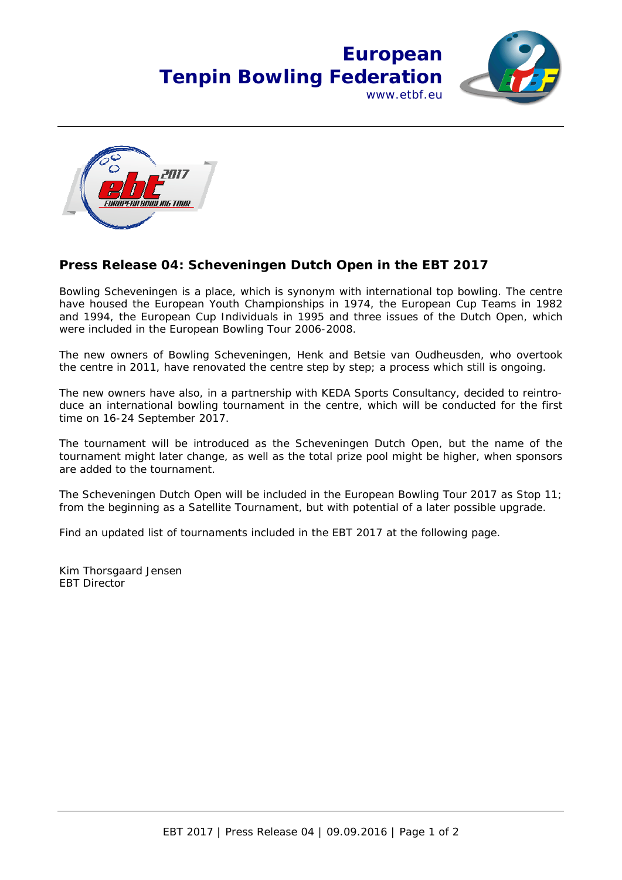**European Tenpin Bowling Federation**
www.etbf.eu

## Press Release 04: Scheveningen Dutch Open in the EBT 2017

Bowling Scheveningen is a place, which is synonym with international top bowling. The centre have housed the European Youth Championships in 1974, the European Cup Teams in 1982 and 1994, the European Cup Individuals in 1995 and three issues of the Dutch Open, which were included in the European Bowling Tour 2006-2008.

The new owners of Bowling Scheveningen, Henk and Betsie van Oudheusden, who overtook the centre in 2011, have renovated the centre step by step; a process which still is ongoing.

The new owners have also, in a partnership with KEDA Sports Consultancy, decided to reintroduce an international bowling tournament in the centre, which will be conducted for the first time on 16-24 September 2017.

The tournament will be introduced as the Scheveningen Dutch Open, but the name of the tournament might later change, as well as the total prize pool might be higher, when sponsors are added to the tournament.

The Scheveningen Dutch Open will be included in the European Bowling Tour 2017 as Stop 11; from the beginning as a Satellite Tournament, but with potential of a later possible upgrade.

Find an updated list of tournaments included in the EBT 2017 at the following page.

Kim Thorsgaard Jensen
EBT Director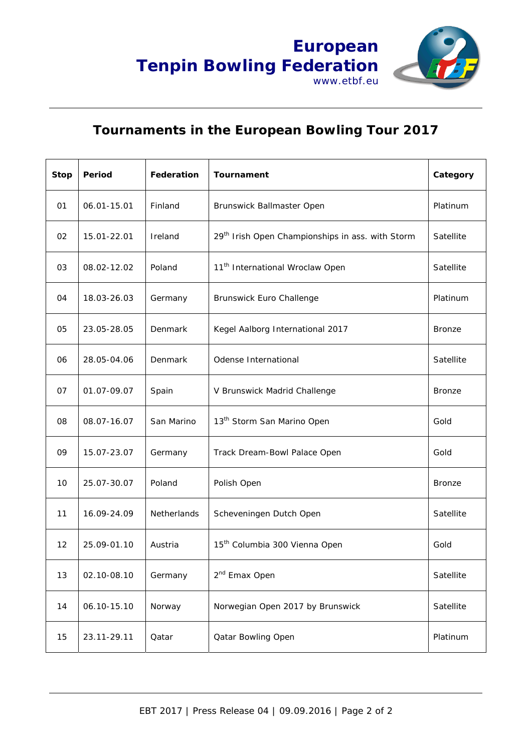# European Tenpin Bowling Federation

www.etbf.eu

## Tournaments in the European Bowling Tour 2017

| Stop | Period | Federation | Tournament | Category |
|---|---|---|---|---|
| 01 | 06.01-15.01 | Finland | Brunswick Ballmaster Open | Platinum |
| 02 | 15.01-22.01 | Ireland | 29th Irish Open Championships in ass. with Storm | Satellite |
| 03 | 08.02-12.02 | Poland | 11th International Wroclaw Open | Satellite |
| 04 | 18.03-26.03 | Germany | Brunswick Euro Challenge | Platinum |
| 05 | 23.05-28.05 | Denmark | Kegel Aalborg International 2017 | Bronze |
| 06 | 28.05-04.06 | Denmark | Odense International | Satellite |
| 07 | 01.07-09.07 | Spain | V Brunswick Madrid Challenge | Bronze |
| 08 | 08.07-16.07 | San Marino | 13th Storm San Marino Open | Gold |
| 09 | 15.07-23.07 | Germany | Track Dream-Bowl Palace Open | Gold |
| 10 | 25.07-30.07 | Poland | Polish Open | Bronze |
| 11 | 16.09-24.09 | Netherlands | Scheveningen Dutch Open | Satellite |
| 12 | 25.09-01.10 | Austria | 15th Columbia 300 Vienna Open | Gold |
| 13 | 02.10-08.10 | Germany | 2nd Emax Open | Satellite |
| 14 | 06.10-15.10 | Norway | Norwegian Open 2017 by Brunswick | Satellite |
| 15 | 23.11-29.11 | Qatar | Qatar Bowling Open | Platinum |

EBT 2017 | Press Release 04 | 09.09.2016